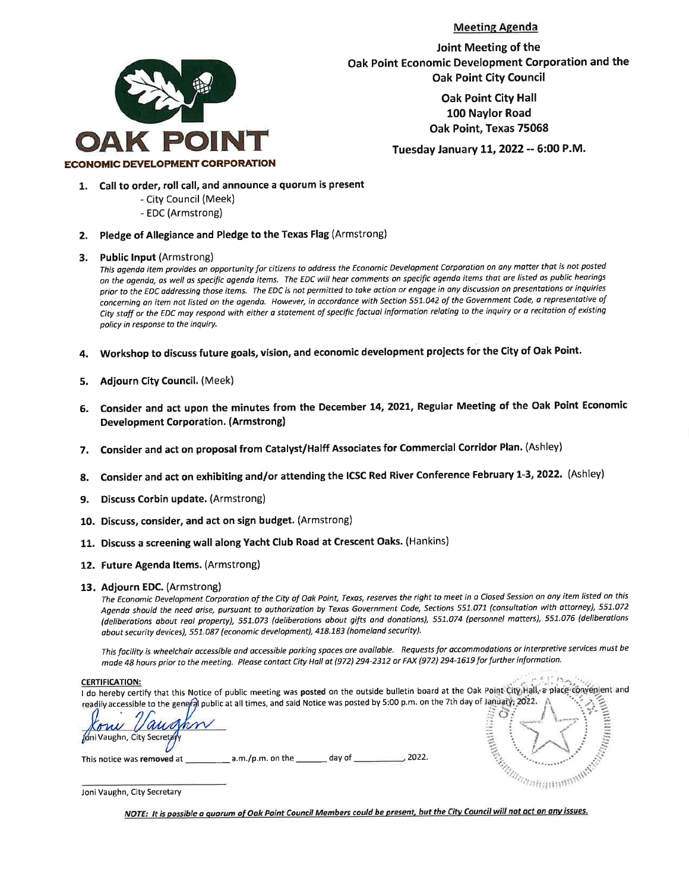OAK POINT
ECONOMIC DEVELOPMENT CORPORATION

**Meeting Agenda**

**Joint Meeting of the**
**Oak Point Economic Development Corporation and the**
**Oak Point City Council**

**Oak Point City Hall**
**100 Naylor Road**
**Oak Point, Texas 75068**

**Tuesday January 11, 2022 -- 6:00 P.M.**

1. **Call to order, roll call, and announce a quorum is present**
   - City Council (Meek)
   - EDC (Armstrong)

2. **Pledge of Allegiance and Pledge to the Texas Flag** (Armstrong)

3. **Public Input** (Armstrong)
   *This agenda item provides an opportunity for citizens to address the Economic Development Corporation on any matter that is not posted on the agenda, as well as specific agenda items. The EDC will hear comments on specific agenda items that are listed as public hearings prior to the EDC addressing those items. The EDC is not permitted to take action or engage in any discussion on presentations or inquiries concerning an item not listed on the agenda. However, in accordance with Section 551.042 of the Government Code, a representative of City staff or the EDC may respond with either a statement of specific factual information relating to the inquiry or a recitation of existing policy in response to the inquiry.*

4. **Workshop to discuss future goals, vision, and economic development projects for the City of Oak Point.**

5. **Adjourn City Council.** (Meek)

6. **Consider and act upon the minutes from the December 14, 2021, Regular Meeting of the Oak Point Economic Development Corporation. (Armstrong)**

7. **Consider and act on proposal from Catalyst/Halff Associates for Commercial Corridor Plan.** (Ashley)

8. **Consider and act on exhibiting and/or attending the ICSC Red River Conference February 1-3, 2022.** (Ashley)

9. **Discuss Corbin update.** (Armstrong)

10. **Discuss, consider, and act on sign budget.** (Armstrong)

11. **Discuss a screening wall along Yacht Club Road at Crescent Oaks.** (Hankins)

12. **Future Agenda Items.** (Armstrong)

13. **Adjourn EDC.** (Armstrong)
    *The Economic Development Corporation of the City of Oak Point, Texas, reserves the right to meet in a Closed Session on any item listed on this Agenda should the need arise, pursuant to authorization by Texas Government Code, Sections 551.071 (consultation with attorney), 551.072 (deliberations about real property), 551.073 (deliberations about gifts and donations), 551.074 (personnel matters), 551.076 (deliberations about security devices), 551.087 (economic development), 418.183 (homeland security).*

    *This facility is wheelchair accessible and accessible parking spaces are available. Requests for accommodations or interpretive services must be made 48 hours prior to the meeting. Please contact City Hall at (972) 294-2312 or FAX (972) 294-1619 for further information.*

**CERTIFICATION:**
I do hereby certify that this Notice of public meeting was **posted** on the outside bulletin board at the Oak Point City Hall, a place convenient and readily accessible to the general public at all times, and said Notice was posted by 5:00 p.m. on the 7th day of January, 2022.

Joni Vaughn, City Secretary

This notice was **removed** at \_\_\_\_\_\_\_\_\_ a.m./p.m. on the \_\_\_\_\_\_ day of \_\_\_\_\_\_\_\_\_\_, 2022.

\_\_\_\_\_\_\_\_\_\_\_\_\_\_\_\_\_\_\_\_\_\_\_\_\_\_
Joni Vaughn, City Secretary

***NOTE: It is possible a quorum of Oak Point Council Members could be present, but the City Council will not act on any issues.***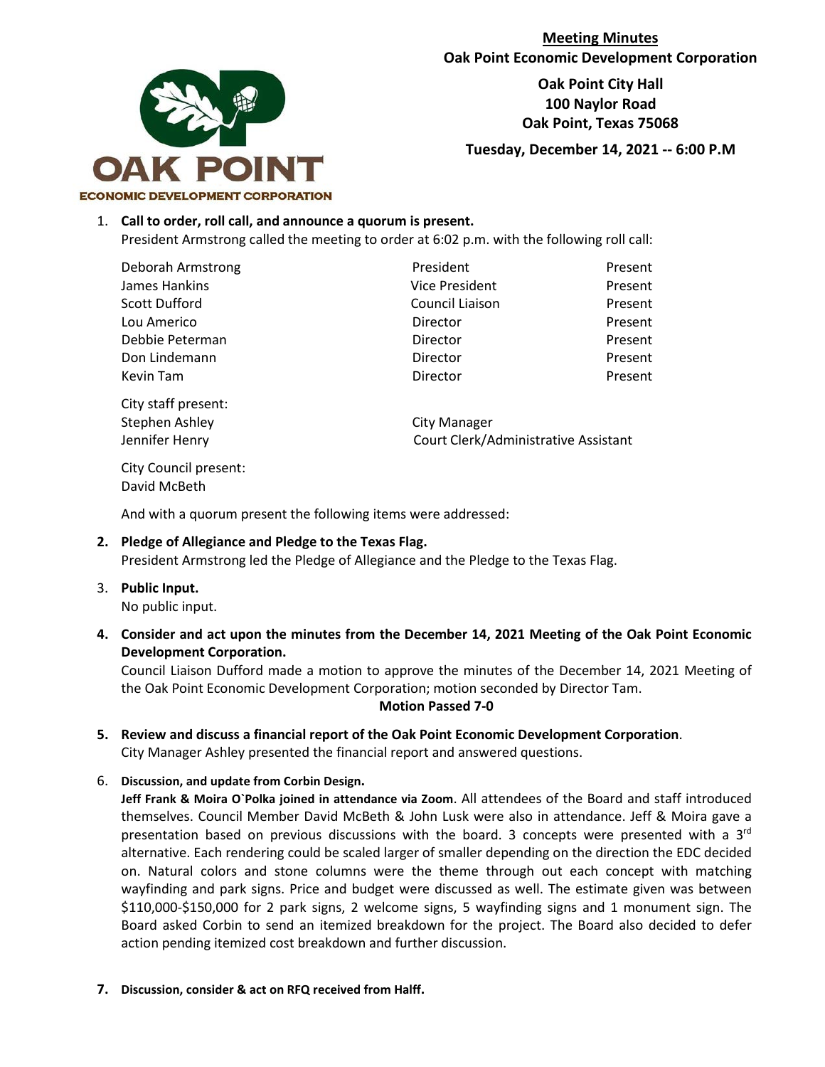**Meeting Minutes**
**Oak Point Economic Development Corporation**

**Oak Point City Hall**
**100 Naylor Road**
**Oak Point, Texas 75068**

**Tuesday, December 14, 2021 -- 6:00 P.M**

OAK POINT
ECONOMIC DEVELOPMENT CORPORATION

1. **Call to order, roll call, and announce a quorum is present.**
   President Armstrong called the meeting to order at 6:02 p.m. with the following roll call:

| | | |
|---|---|---|
| Deborah Armstrong | President | Present |
| James Hankins | Vice President | Present |
| Scott Dufford | Council Liaison | Present |
| Lou Americo | Director | Present |
| Debbie Peterman | Director | Present |
| Don Lindemann | Director | Present |
| Kevin Tam | Director | Present |

   City staff present:

| | |
|---|---|
| Stephen Ashley | City Manager |
| Jennifer Henry | Court Clerk/Administrative Assistant |

   City Council present:
   David McBeth

   And with a quorum present the following items were addressed:

2. **Pledge of Allegiance and Pledge to the Texas Flag.**
   President Armstrong led the Pledge of Allegiance and the Pledge to the Texas Flag.

3. **Public Input.**
   No public input.

4. **Consider and act upon the minutes from the December 14, 2021 Meeting of the Oak Point Economic Development Corporation.**
   Council Liaison Dufford made a motion to approve the minutes of the December 14, 2021 Meeting of the Oak Point Economic Development Corporation; motion seconded by Director Tam.
   **Motion Passed 7-0**

5. **Review and discuss a financial report of the Oak Point Economic Development Corporation**.
   City Manager Ashley presented the financial report and answered questions.

6. **Discussion, and update from Corbin Design.**
   **Jeff Frank & Moira O`Polka joined in attendance via Zoom**. All attendees of the Board and staff introduced themselves. Council Member David McBeth & John Lusk were also in attendance. Jeff & Moira gave a presentation based on previous discussions with the board. 3 concepts were presented with a 3rd alternative. Each rendering could be scaled larger of smaller depending on the direction the EDC decided on. Natural colors and stone columns were the theme through out each concept with matching wayfinding and park signs. Price and budget were discussed as well. The estimate given was between $110,000-$150,000 for 2 park signs, 2 welcome signs, 5 wayfinding signs and 1 monument sign. The Board asked Corbin to send an itemized breakdown for the project. The Board also decided to defer action pending itemized cost breakdown and further discussion.

7. **Discussion, consider & act on RFQ received from Halff.**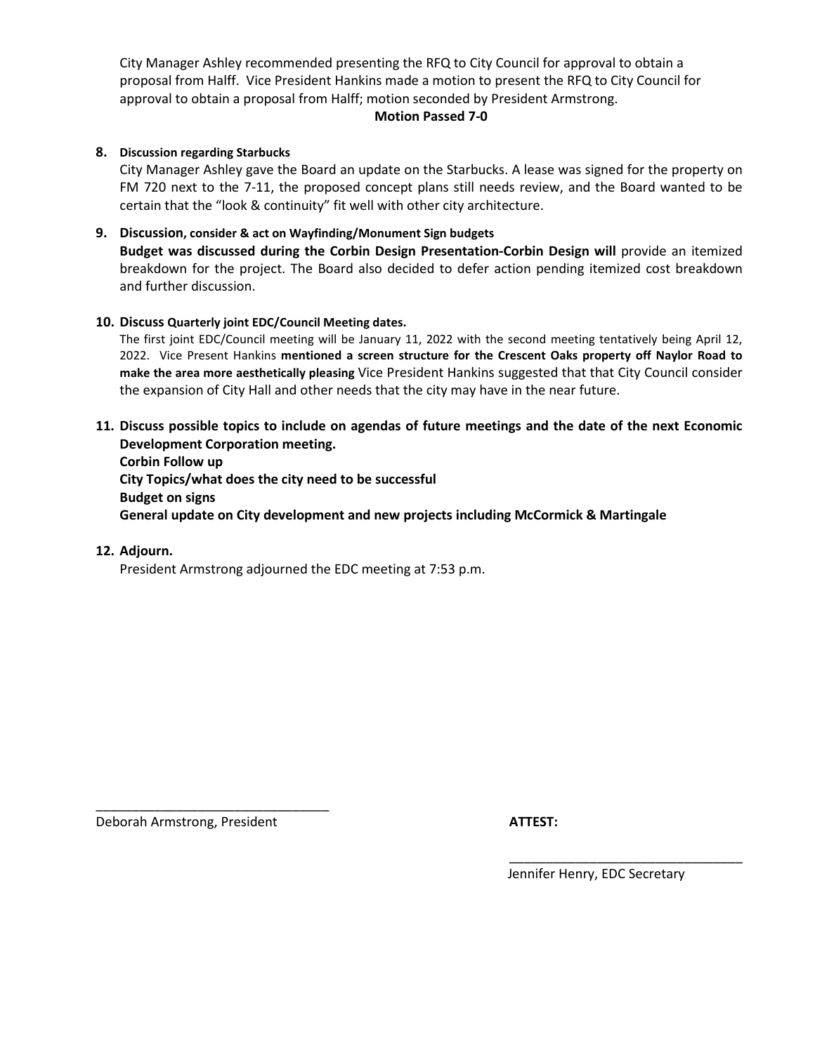City Manager Ashley recommended presenting the RFQ to City Council for approval to obtain a proposal from Halff. Vice President Hankins made a motion to present the RFQ to City Council for approval to obtain a proposal from Halff; motion seconded by President Armstrong.

**Motion Passed 7-0**

**8. Discussion regarding Starbucks**

City Manager Ashley gave the Board an update on the Starbucks. A lease was signed for the property on FM 720 next to the 7-11, the proposed concept plans still needs review, and the Board wanted to be certain that the "look & continuity" fit well with other city architecture.

**9. Discussion, consider & act on Wayfinding/Monument Sign budgets**

**Budget was discussed during the Corbin Design Presentation-Corbin Design will** provide an itemized breakdown for the project. The Board also decided to defer action pending itemized cost breakdown and further discussion.

**10. Discuss Quarterly joint EDC/Council Meeting dates.**

The first joint EDC/Council meeting will be January 11, 2022 with the second meeting tentatively being April 12, 2022. Vice Present Hankins **mentioned a screen structure for the Crescent Oaks property off Naylor Road to make the area more aesthetically pleasing** Vice President Hankins suggested that that City Council consider the expansion of City Hall and other needs that the city may have in the near future.

**11. Discuss possible topics to include on agendas of future meetings and the date of the next Economic Development Corporation meeting.**

**Corbin Follow up**

**City Topics/what does the city need to be successful**

**Budget on signs**

**General update on City development and new projects including McCormick & Martingale**

**12. Adjourn.**

President Armstrong adjourned the EDC meeting at 7:53 p.m.

_________________________________
Deborah Armstrong, President

**ATTEST:**

_________________________________
Jennifer Henry, EDC Secretary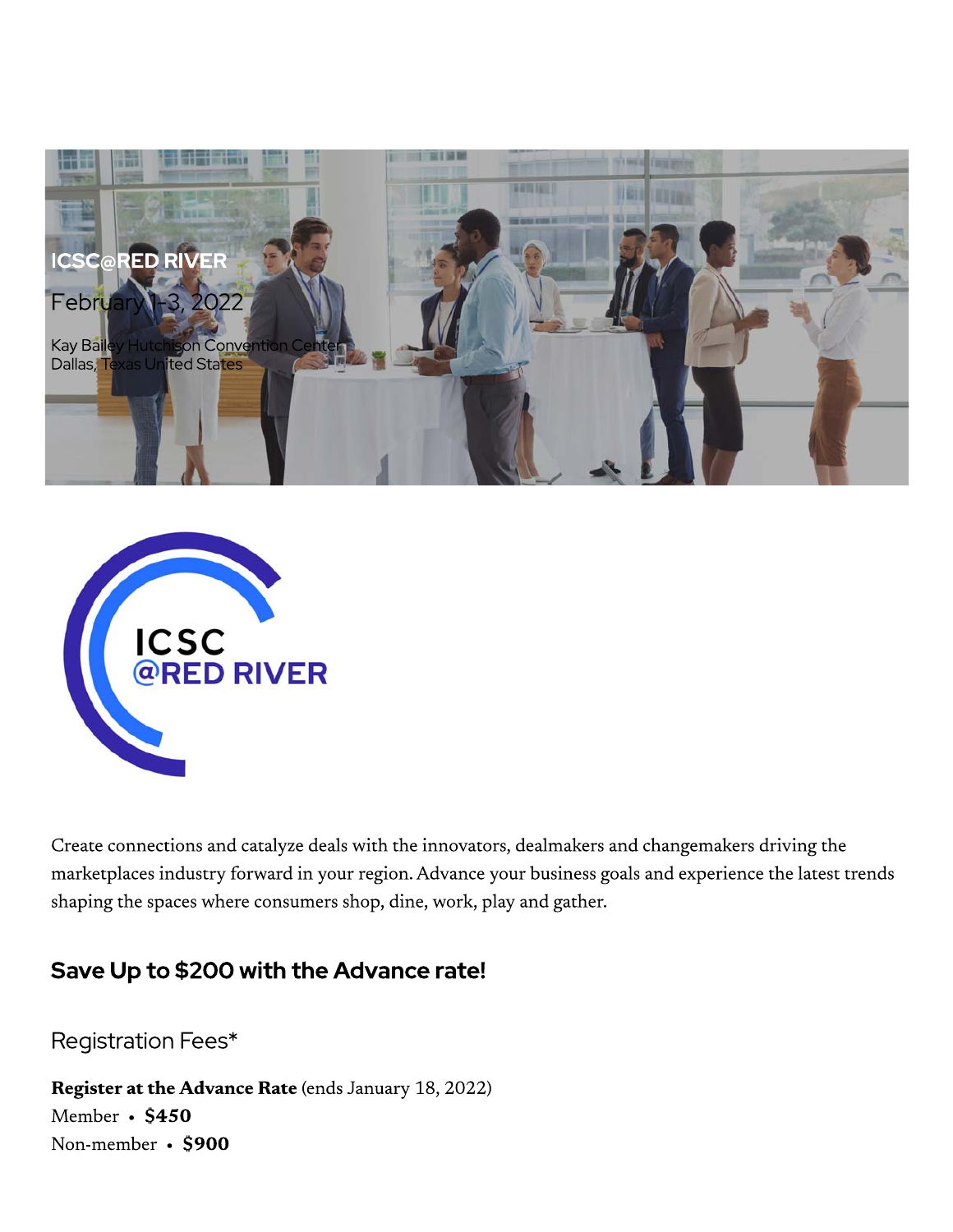ICSC@RED RIVER

February 1-3, 2022

Kay Bailey Hutchison Convention Center
Dallas, Texas United States

ICSC
@RED RIVER

Create connections and catalyze deals with the innovators, dealmakers and changemakers driving the marketplaces industry forward in your region. Advance your business goals and experience the latest trends shaping the spaces where consumers shop, dine, work, play and gather.

## Save Up to $200 with the Advance rate!

### Registration Fees*

**Register at the Advance Rate** (ends January 18, 2022)
Member • **$450**
Non-member • **$900**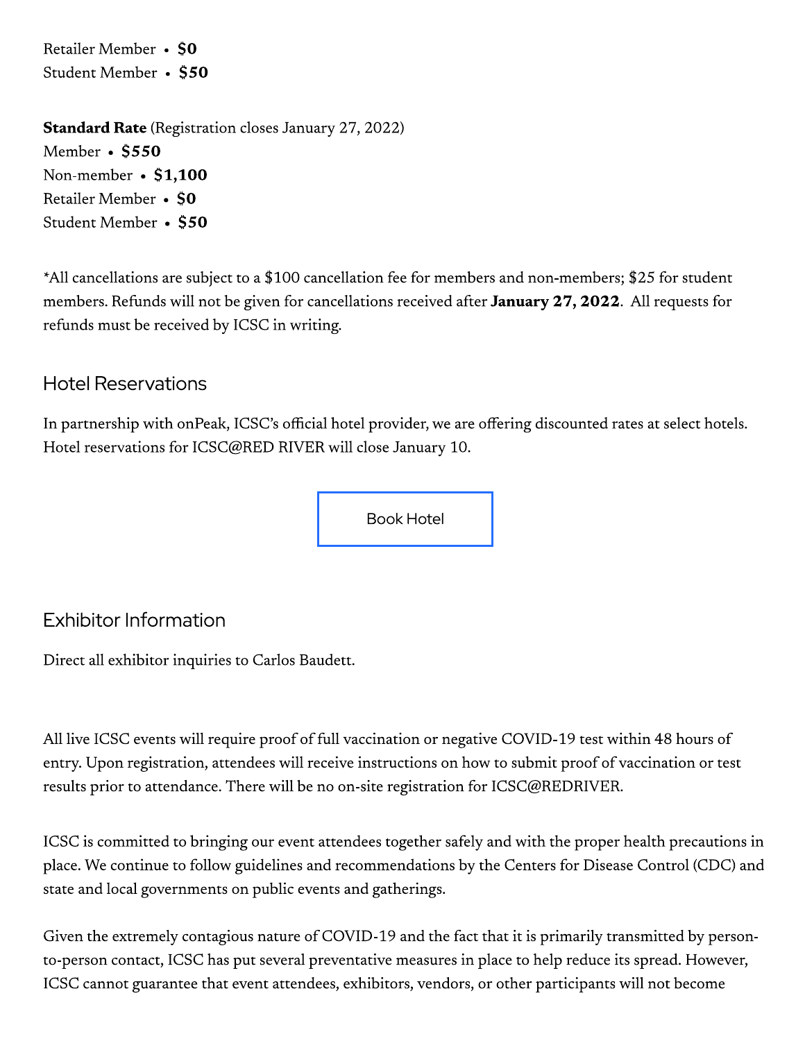Retailer Member • **$0**
Student Member • **$50**

**Standard Rate** (Registration closes January 27, 2022)
Member • **$550**
Non-member • **$1,100**
Retailer Member • **$0**
Student Member • **$50**

*All cancellations are subject to a $100 cancellation fee for members and non-members; $25 for student members. Refunds will not be given for cancellations received after **January 27, 2022**. All requests for refunds must be received by ICSC in writing.

## Hotel Reservations

In partnership with onPeak, ICSC's official hotel provider, we are offering discounted rates at select hotels. Hotel reservations for ICSC@RED RIVER will close January 10.

Book Hotel

## Exhibitor Information

Direct all exhibitor inquiries to Carlos Baudett.

All live ICSC events will require proof of full vaccination or negative COVID-19 test within 48 hours of entry. Upon registration, attendees will receive instructions on how to submit proof of vaccination or test results prior to attendance. There will be no on-site registration for ICSC@REDRIVER.

ICSC is committed to bringing our event attendees together safely and with the proper health precautions in place. We continue to follow guidelines and recommendations by the Centers for Disease Control (CDC) and state and local governments on public events and gatherings.

Given the extremely contagious nature of COVID-19 and the fact that it is primarily transmitted by person-to-person contact, ICSC has put several preventative measures in place to help reduce its spread. However, ICSC cannot guarantee that event attendees, exhibitors, vendors, or other participants will not become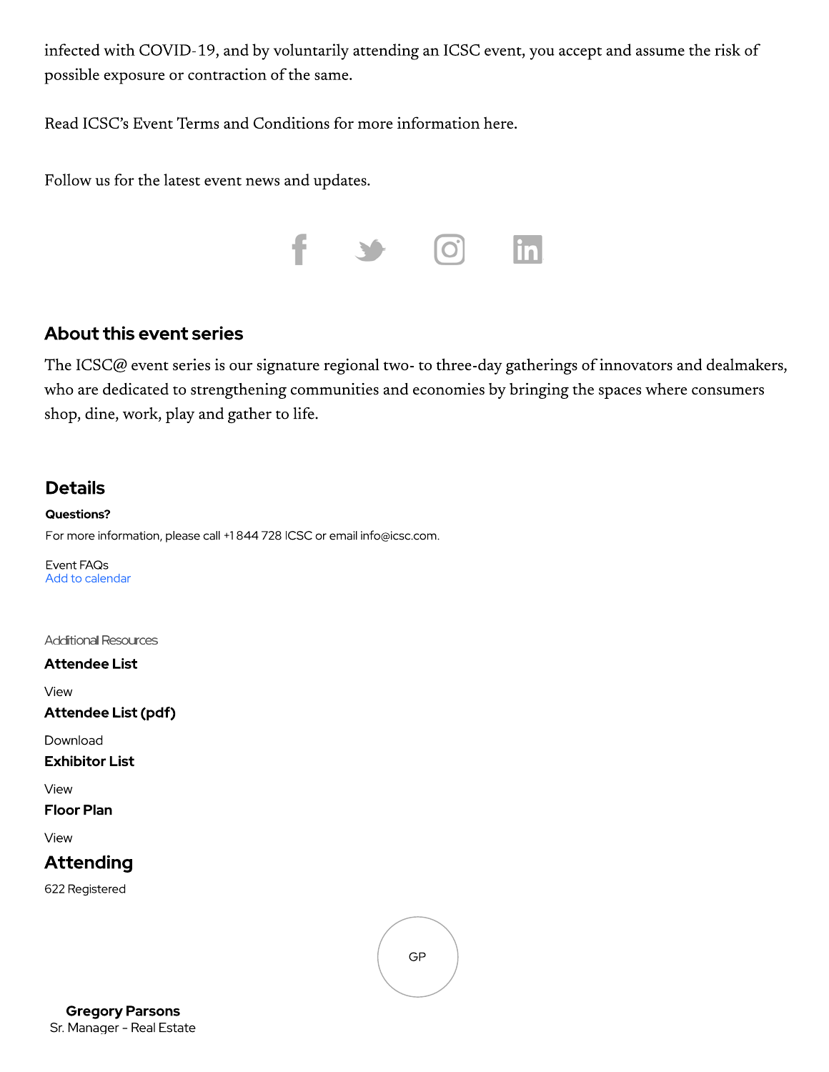infected with COVID-19, and by voluntarily attending an ICSC event, you accept and assume the risk of possible exposure or contraction of the same.

Read ICSC's Event Terms and Conditions for more information here.

Follow us for the latest event news and updates.

## About this event series

The ICSC@ event series is our signature regional two- to three-day gatherings of innovators and dealmakers, who are dedicated to strengthening communities and economies by bringing the spaces where consumers shop, dine, work, play and gather to life.

## Details

**Questions?**

For more information, please call +1 844 728 ICSC or email info@icsc.com.

Event FAQs
Add to calendar

Additional Resources

**Attendee List**

View

**Attendee List (pdf)**

Download

**Exhibitor List**

View

**Floor Plan**

View

## Attending

622 Registered

GP

**Gregory Parsons**
Sr. Manager - Real Estate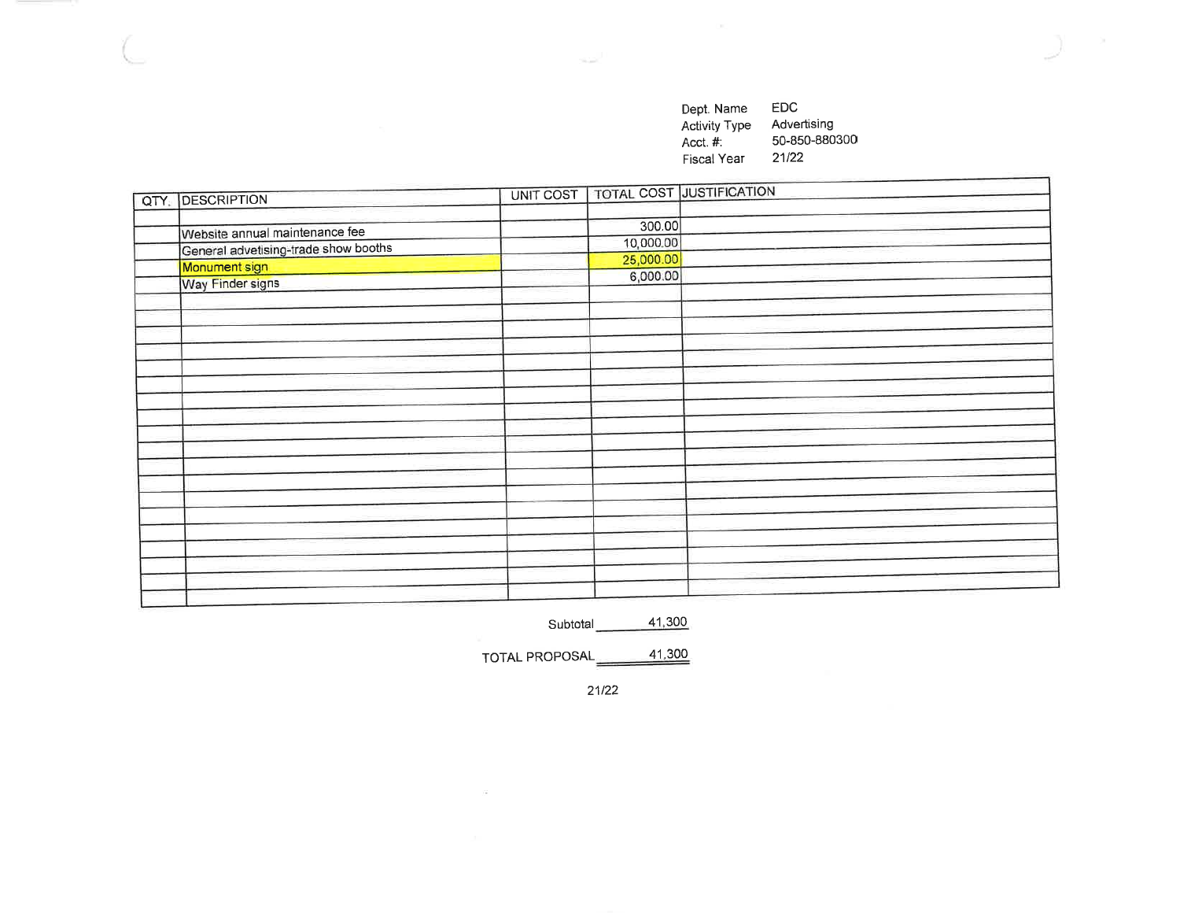| Dept. Name | EDC |
|---|---|
| Activity Type | Advertising |
| Acct. #: | 50-850-880300 |
| Fiscal Year | 21/22 |

| QTY. | DESCRIPTION | UNIT COST | TOTAL COST | JUSTIFICATION |
|---|---|---|---|---|
| | | | | |
| | Website annual maintenance fee | | 300.00 | |
| | General advetising-trade show booths | | 10,000.00 | |
| | Monument sign | | 25,000.00 | |
| | Way Finder signs | | 6,000.00 | |

Subtotal 41,300

TOTAL PROPOSAL 41,300

21/22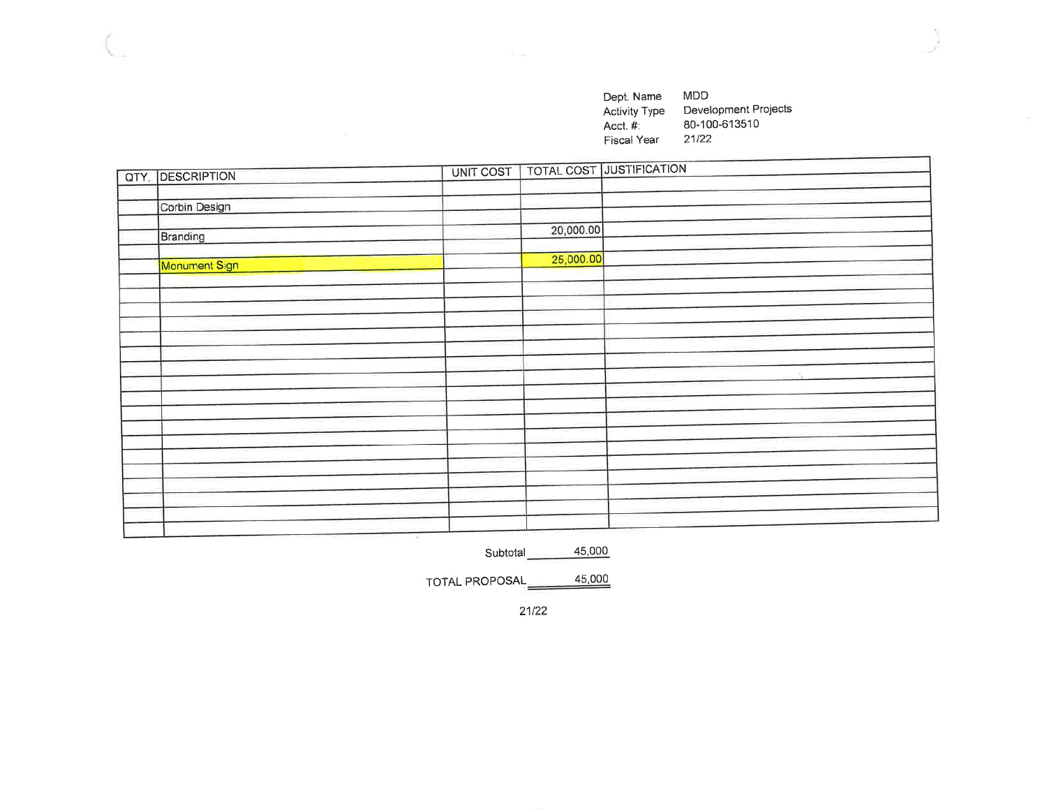| | |
|---|---|
| Dept. Name | MDD |
| Activity Type | Development Projects |
| Acct. #: | 80-100-613510 |
| Fiscal Year | 21/22 |

| QTY. | DESCRIPTION | UNIT COST | TOTAL COST | JUSTIFICATION |
|---|---|---|---|---|
| | | | | |
| | Corbin Design | | | |
| | | | | |
| | Branding | | 20,000.00 | |
| | | | | |
| | Monument Sign | | 25,000.00 | |

Subtotal 45,000

TOTAL PROPOSAL 45,000

21/22